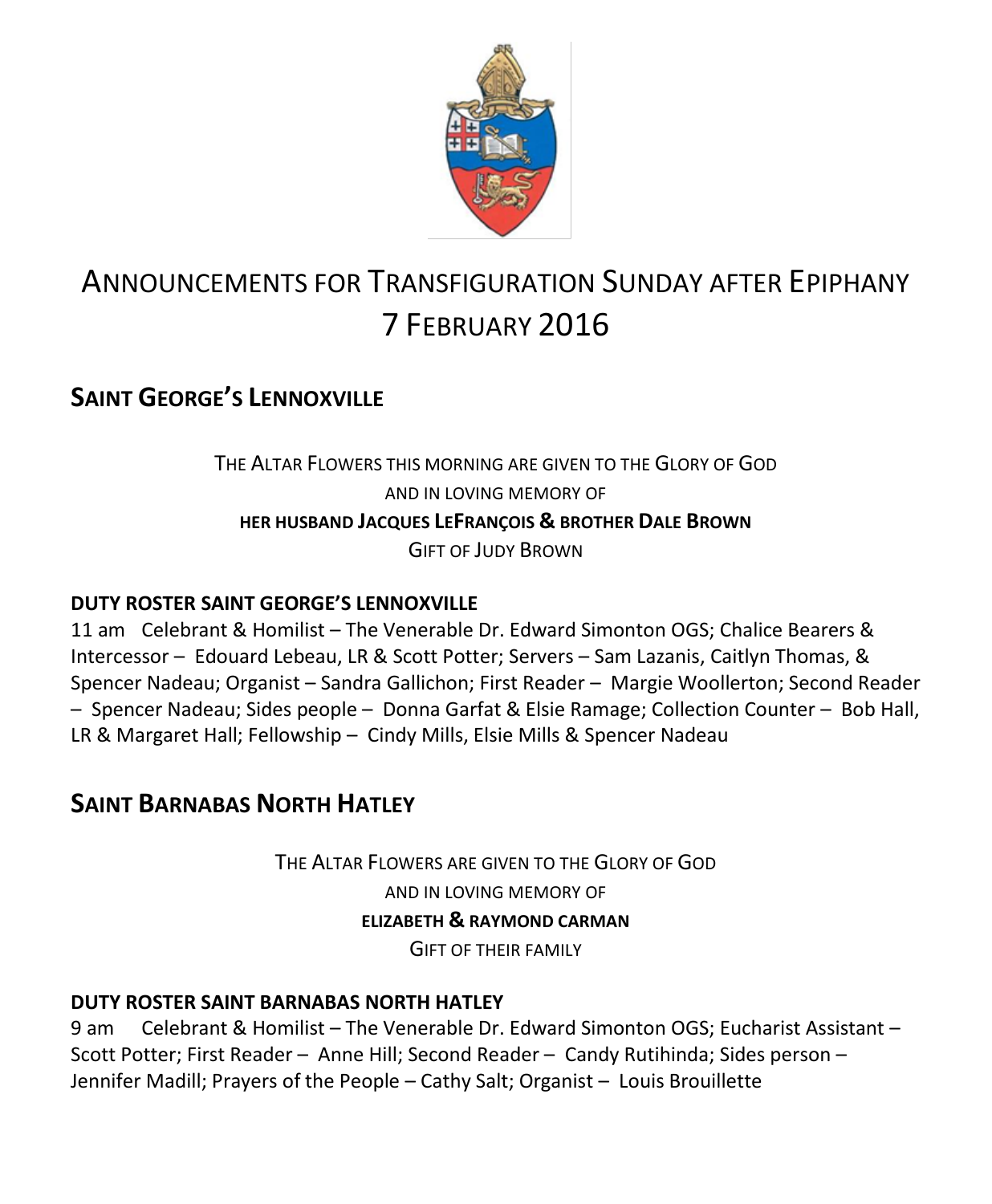# ANNOUNCEMENTS FOR TRANSFIGURATION SUNDAY AFTER EPIPHANY 7 FEBRUARY 2016

## SAINT GEORGE'S LENNOXVILLE

THE ALTAR FLOWERS THIS MORNING ARE GIVEN TO THE GLORY OF GOD
AND IN LOVING MEMORY OF
**HER HUSBAND JACQUES LEFRANÇOIS & BROTHER DALE BROWN**
GIFT OF JUDY BROWN

**DUTY ROSTER SAINT GEORGE'S LENNOXVILLE**

11 am Celebrant & Homilist – The Venerable Dr. Edward Simonton OGS; Chalice Bearers & Intercessor – Edouard Lebeau, LR & Scott Potter; Servers – Sam Lazanis, Caitlyn Thomas, & Spencer Nadeau; Organist – Sandra Gallichon; First Reader – Margie Woollerton; Second Reader – Spencer Nadeau; Sides people – Donna Garfat & Elsie Ramage; Collection Counter – Bob Hall, LR & Margaret Hall; Fellowship – Cindy Mills, Elsie Mills & Spencer Nadeau

## SAINT BARNABAS NORTH HATLEY

THE ALTAR FLOWERS ARE GIVEN TO THE GLORY OF GOD
AND IN LOVING MEMORY OF
**ELIZABETH & RAYMOND CARMAN**
GIFT OF THEIR FAMILY

**DUTY ROSTER SAINT BARNABAS NORTH HATLEY**

9 am Celebrant & Homilist – The Venerable Dr. Edward Simonton OGS; Eucharist Assistant – Scott Potter; First Reader – Anne Hill; Second Reader – Candy Rutihinda; Sides person – Jennifer Madill; Prayers of the People – Cathy Salt; Organist – Louis Brouillette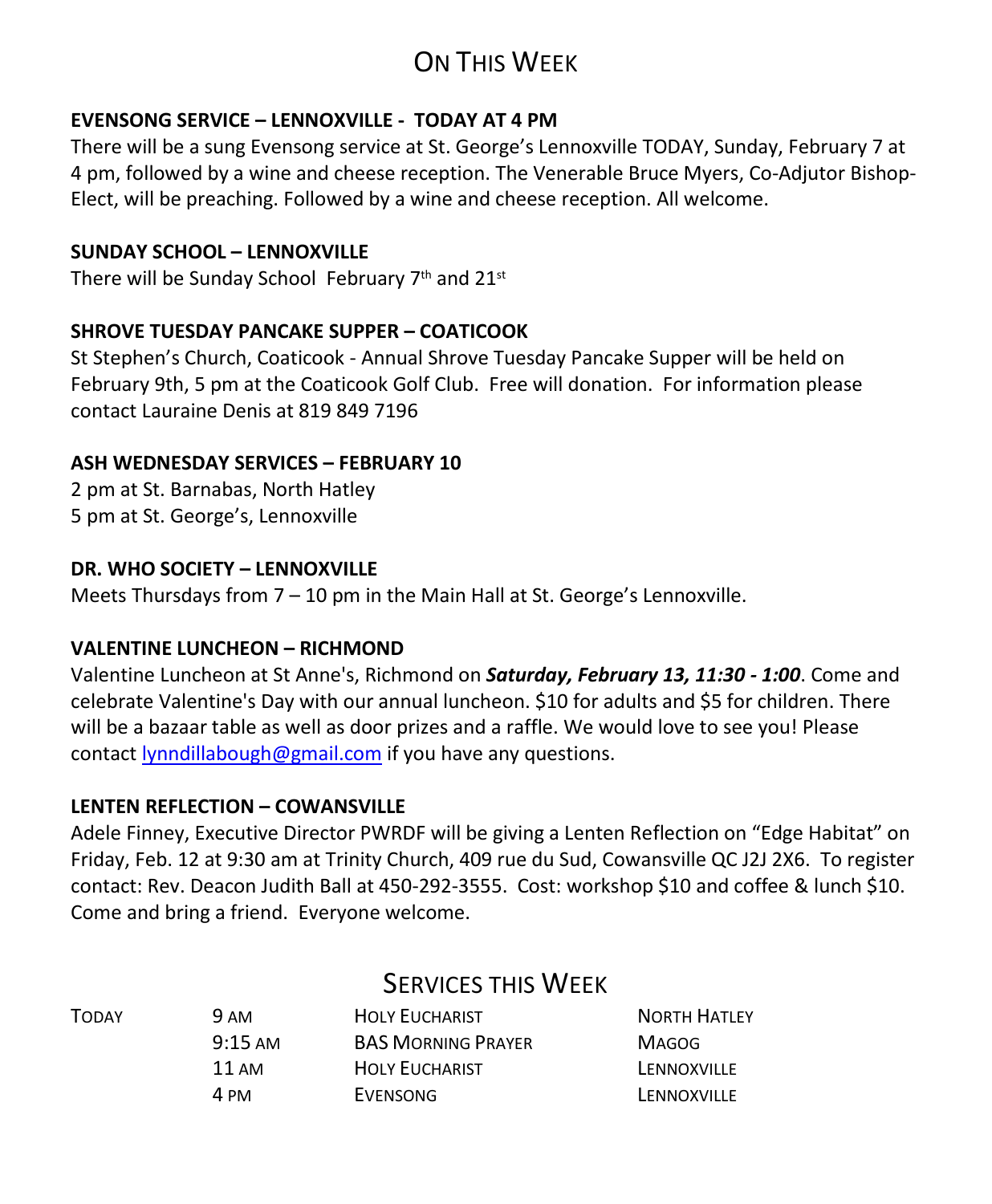# On This Week

**EVENSONG SERVICE – LENNOXVILLE - TODAY AT 4 PM**

There will be a sung Evensong service at St. George's Lennoxville TODAY, Sunday, February 7 at 4 pm, followed by a wine and cheese reception. The Venerable Bruce Myers, Co-Adjutor Bishop-Elect, will be preaching. Followed by a wine and cheese reception. All welcome.

**SUNDAY SCHOOL – LENNOXVILLE**

There will be Sunday School February 7th and 21st

**SHROVE TUESDAY PANCAKE SUPPER – COATICOOK**

St Stephen's Church, Coaticook - Annual Shrove Tuesday Pancake Supper will be held on February 9th, 5 pm at the Coaticook Golf Club. Free will donation. For information please contact Lauraine Denis at 819 849 7196

**ASH WEDNESDAY SERVICES – FEBRUARY 10**

2 pm at St. Barnabas, North Hatley
5 pm at St. George's, Lennoxville

**DR. WHO SOCIETY – LENNOXVILLE**

Meets Thursdays from 7 – 10 pm in the Main Hall at St. George's Lennoxville.

**VALENTINE LUNCHEON – RICHMOND**

Valentine Luncheon at St Anne's, Richmond on ***Saturday, February 13, 11:30 - 1:00***. Come and celebrate Valentine's Day with our annual luncheon. $10 for adults and $5 for children. There will be a bazaar table as well as door prizes and a raffle. We would love to see you! Please contact lynndillabough@gmail.com if you have any questions.

**LENTEN REFLECTION – COWANSVILLE**

Adele Finney, Executive Director PWRDF will be giving a Lenten Reflection on "Edge Habitat" on Friday, Feb. 12 at 9:30 am at Trinity Church, 409 rue du Sud, Cowansville QC J2J 2X6. To register contact: Rev. Deacon Judith Ball at 450-292-3555. Cost: workshop $10 and coffee & lunch $10. Come and bring a friend. Everyone welcome.

# Services this Week

| | | | |
|---|---|---|---|
| Today | 9 am | Holy Eucharist | North Hatley |
| | 9:15 am | BAS Morning Prayer | Magog |
| | 11 am | Holy Eucharist | Lennoxville |
| | 4 pm | Evensong | Lennoxville |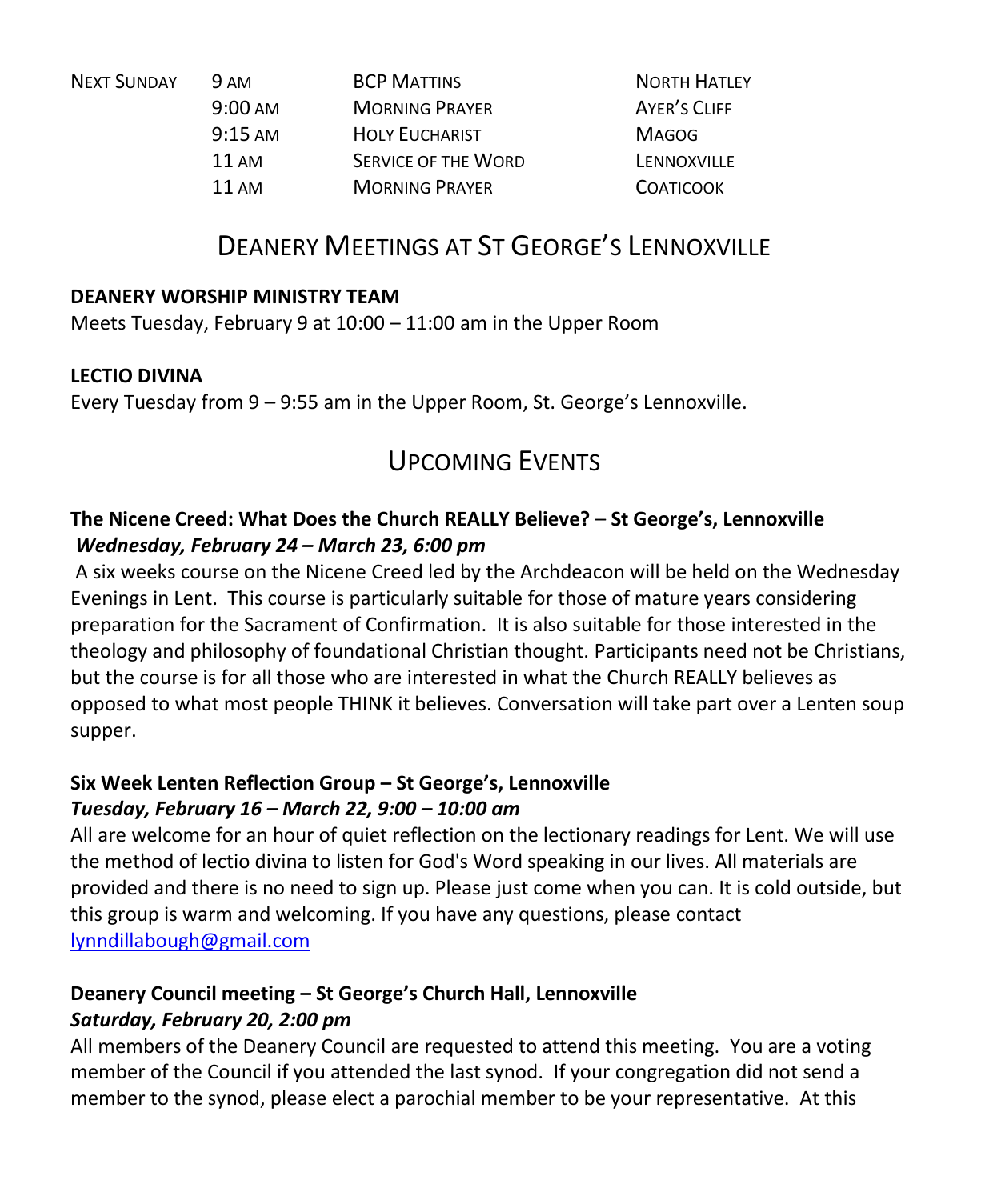| Next Sunday | 9 AM | BCP Mattins | North Hatley |
|---|---|---|---|
| | 9:00 AM | Morning Prayer | Ayer's Cliff |
| | 9:15 AM | Holy Eucharist | Magog |
| | 11 AM | Service of the Word | Lennoxville |
| | 11 AM | Morning Prayer | Coaticook |

# Deanery Meetings at St George's Lennoxville

**DEANERY WORSHIP MINISTRY TEAM**
Meets Tuesday, February 9 at 10:00 – 11:00 am in the Upper Room

**LECTIO DIVINA**
Every Tuesday from 9 – 9:55 am in the Upper Room, St. George's Lennoxville.

# Upcoming Events

**The Nicene Creed: What Does the Church REALLY Believe?** – **St George's, Lennoxville**
***Wednesday, February 24 – March 23, 6:00 pm***
A six weeks course on the Nicene Creed led by the Archdeacon will be held on the Wednesday Evenings in Lent. This course is particularly suitable for those of mature years considering preparation for the Sacrament of Confirmation. It is also suitable for those interested in the theology and philosophy of foundational Christian thought. Participants need not be Christians, but the course is for all those who are interested in what the Church REALLY believes as opposed to what most people THINK it believes. Conversation will take part over a Lenten soup supper.

**Six Week Lenten Reflection Group – St George's, Lennoxville**
***Tuesday, February 16 – March 22, 9:00 – 10:00 am***
All are welcome for an hour of quiet reflection on the lectionary readings for Lent. We will use the method of lectio divina to listen for God's Word speaking in our lives. All materials are provided and there is no need to sign up. Please just come when you can. It is cold outside, but this group is warm and welcoming. If you have any questions, please contact [lynndillabough@gmail.com](mailto:lynndillabough@gmail.com)

**Deanery Council meeting – St George's Church Hall, Lennoxville**
***Saturday, February 20, 2:00 pm***
All members of the Deanery Council are requested to attend this meeting. You are a voting member of the Council if you attended the last synod. If your congregation did not send a member to the synod, please elect a parochial member to be your representative. At this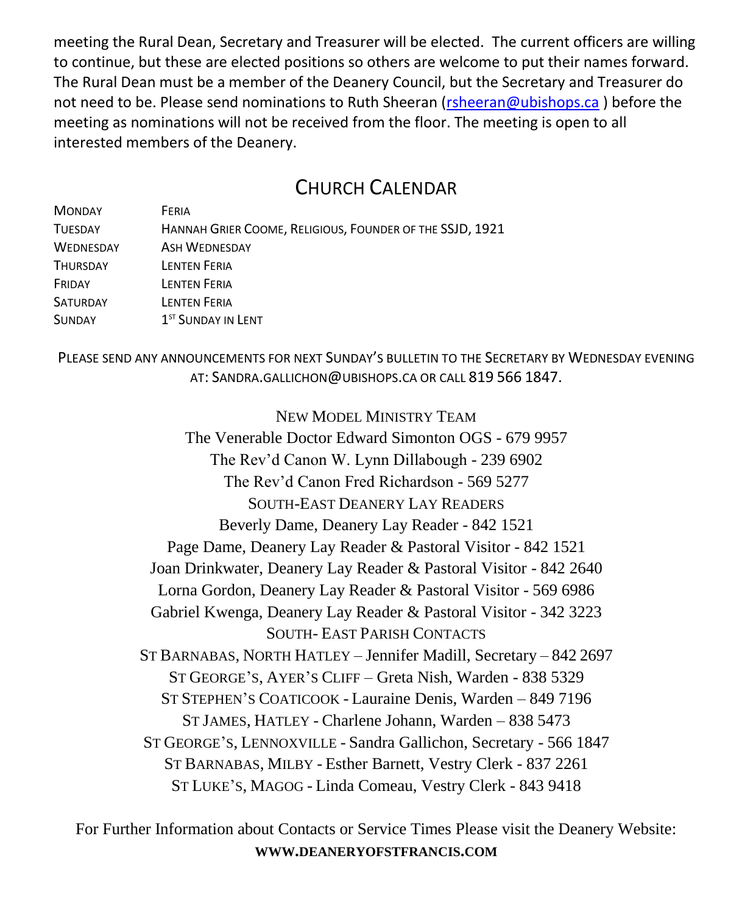meeting the Rural Dean, Secretary and Treasurer will be elected. The current officers are willing to continue, but these are elected positions so others are welcome to put their names forward. The Rural Dean must be a member of the Deanery Council, but the Secretary and Treasurer do not need to be. Please send nominations to Ruth Sheeran (rsheeran@ubishops.ca ) before the meeting as nominations will not be received from the floor. The meeting is open to all interested members of the Deanery.

## CHURCH CALENDAR

| | |
|---|---|
| MONDAY | FERIA |
| TUESDAY | HANNAH GRIER COOME, RELIGIOUS, FOUNDER OF THE SSJD, 1921 |
| WEDNESDAY | ASH WEDNESDAY |
| THURSDAY | LENTEN FERIA |
| FRIDAY | LENTEN FERIA |
| SATURDAY | LENTEN FERIA |
| SUNDAY | 1ST SUNDAY IN LENT |

PLEASE SEND ANY ANNOUNCEMENTS FOR NEXT SUNDAY'S BULLETIN TO THE SECRETARY BY WEDNESDAY EVENING AT: SANDRA.GALLICHON@UBISHOPS.CA OR CALL 819 566 1847.

NEW MODEL MINISTRY TEAM

The Venerable Doctor Edward Simonton OGS - 679 9957

The Rev'd Canon W. Lynn Dillabough - 239 6902

The Rev'd Canon Fred Richardson - 569 5277

SOUTH-EAST DEANERY LAY READERS

Beverly Dame, Deanery Lay Reader - 842 1521

Page Dame, Deanery Lay Reader & Pastoral Visitor - 842 1521

Joan Drinkwater, Deanery Lay Reader & Pastoral Visitor - 842 2640

Lorna Gordon, Deanery Lay Reader & Pastoral Visitor - 569 6986

Gabriel Kwenga, Deanery Lay Reader & Pastoral Visitor - 342 3223

SOUTH- EAST PARISH CONTACTS

ST BARNABAS, NORTH HATLEY – Jennifer Madill, Secretary – 842 2697

ST GEORGE'S, AYER'S CLIFF – Greta Nish, Warden - 838 5329

ST STEPHEN'S COATICOOK - Lauraine Denis, Warden – 849 7196

ST JAMES, HATLEY - Charlene Johann, Warden – 838 5473

ST GEORGE'S, LENNOXVILLE - Sandra Gallichon, Secretary - 566 1847

ST BARNABAS, MILBY - Esther Barnett, Vestry Clerk - 837 2261

ST LUKE'S, MAGOG - Linda Comeau, Vestry Clerk - 843 9418

For Further Information about Contacts or Service Times Please visit the Deanery Website:

**WWW.DEANERYOFSTFRANCIS.COM**